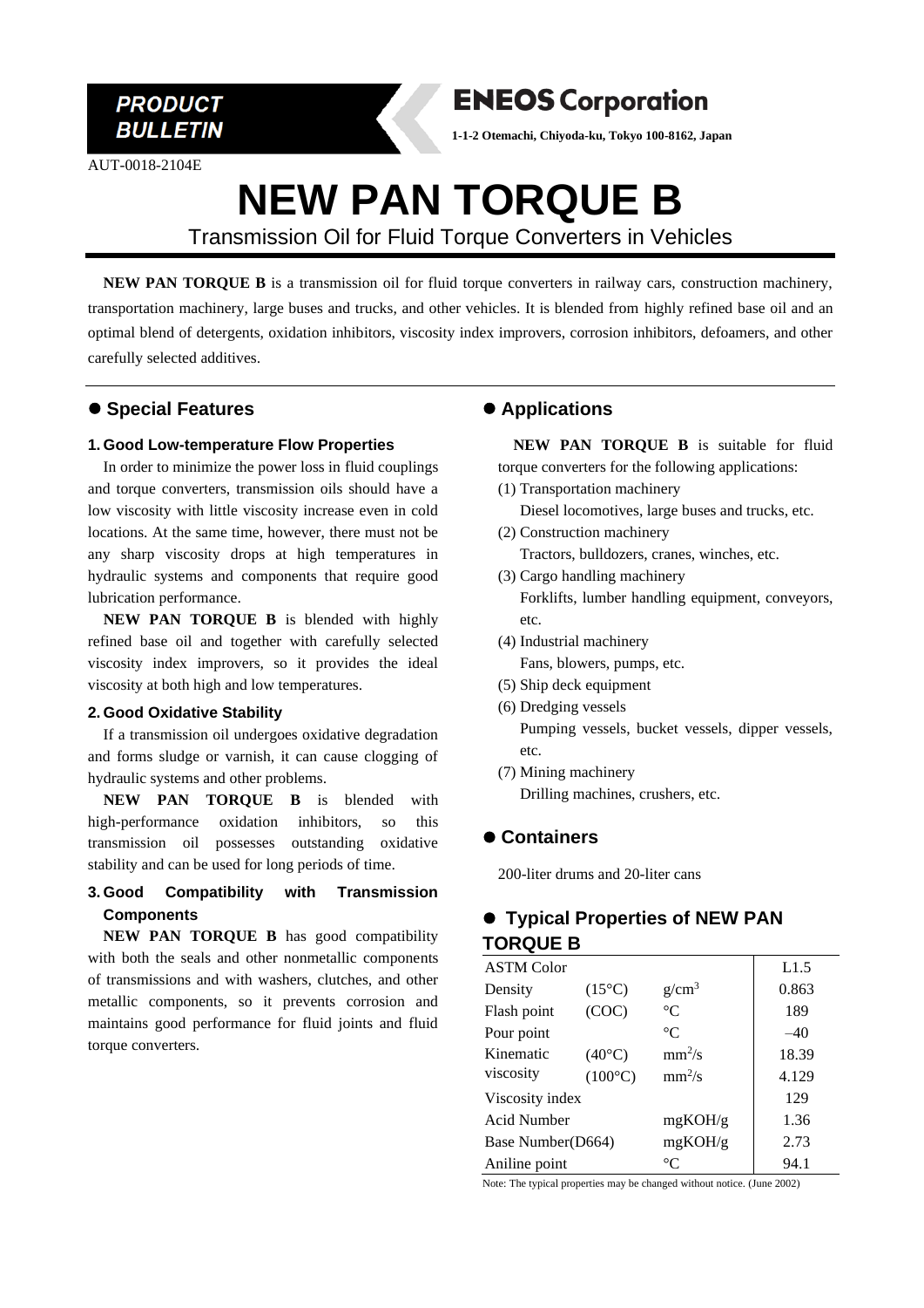**PRODUCT BULLETIN**

**ENEOS Corporation**

**1-1-2 Otemachi, Chiyoda-ku, Tokyo 100-8162, Japan**

AUT-0018-2104E

# NEW PAN TORQUE B

## Transmission Oil for Fluid Torque Converters in Vehicles

**NEW PAN TORQUE B** is a transmission oil for fluid torque converters in railway cars, construction machinery, transportation machinery, large buses and trucks, and other vehicles. It is blended from highly refined base oil and an optimal blend of detergents, oxidation inhibitors, viscosity index improvers, corrosion inhibitors, defoamers, and other carefully selected additives.

## ● Special Features

### 1. Good Low-temperature Flow Properties

In order to minimize the power loss in fluid couplings and torque converters, transmission oils should have a low viscosity with little viscosity increase even in cold locations. At the same time, however, there must not be any sharp viscosity drops at high temperatures in hydraulic systems and components that require good lubrication performance.

**NEW PAN TORQUE B** is blended with highly refined base oil and together with carefully selected viscosity index improvers, so it provides the ideal viscosity at both high and low temperatures.

### 2. Good Oxidative Stability

If a transmission oil undergoes oxidative degradation and forms sludge or varnish, it can cause clogging of hydraulic systems and other problems.

**NEW PAN TORQUE B** is blended with high-performance oxidation inhibitors, so this transmission oil possesses outstanding oxidative stability and can be used for long periods of time.

### 3. Good Compatibility with Transmission Components

**NEW PAN TORQUE B** has good compatibility with both the seals and other nonmetallic components of transmissions and with washers, clutches, and other metallic components, so it prevents corrosion and maintains good performance for fluid joints and fluid torque converters.

## ● Applications

**NEW PAN TORQUE B** is suitable for fluid torque converters for the following applications:

(1) Transportation machinery
Diesel locomotives, large buses and trucks, etc.

(2) Construction machinery
Tractors, bulldozers, cranes, winches, etc.

(3) Cargo handling machinery
Forklifts, lumber handling equipment, conveyors, etc.

(4) Industrial machinery
Fans, blowers, pumps, etc.

(5) Ship deck equipment

(6) Dredging vessels
Pumping vessels, bucket vessels, dipper vessels, etc.

(7) Mining machinery
Drilling machines, crushers, etc.

## ● Containers

200-liter drums and 20-liter cans

## ● Typical Properties of NEW PAN TORQUE B

| Property | Condition | Unit | Value |
|---|---|---|---|
| ASTM Color | | | L1.5 |
| Density | (15°C) | $g/cm^3$ | 0.863 |
| Flash point | (COC) | °C | 189 |
| Pour point | | °C | –40 |
| Kinematic viscosity | (40°C) | $mm^2/s$ | 18.39 |
| | (100°C) | $mm^2/s$ | 4.129 |
| Viscosity index | | | 129 |
| Acid Number | | mgKOH/g | 1.36 |
| Base Number(D664) | | mgKOH/g | 2.73 |
| Aniline point | | °C | 94.1 |

Note: The typical properties may be changed without notice. (June 2002)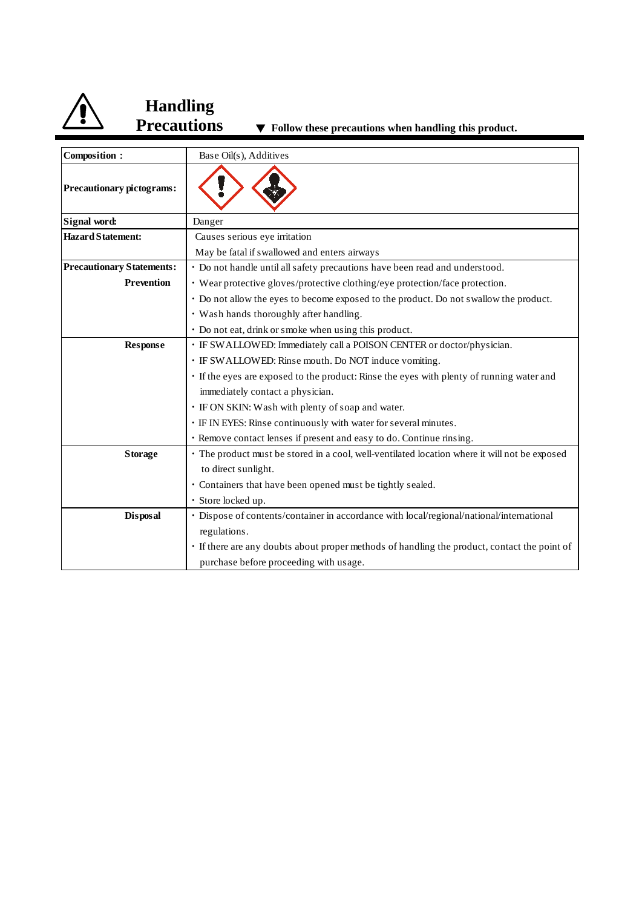# Handling Precautions

▼ **Follow these precautions when handling this product.**

| | |
|---|---|
| **Composition :** | Base Oil(s), Additives |
| **Precautionary pictograms:** | |
| **Signal word:** | Danger |
| **Hazard Statement:** | Causes serious eye irritation<br>May be fatal if swallowed and enters airways |
| **Precautionary Statements:**<br>**Prevention** | ・Do not handle until all safety precautions have been read and understood.<br>・Wear protective gloves/protective clothing/eye protection/face protection.<br>・Do not allow the eyes to become exposed to the product. Do not swallow the product.<br>・Wash hands thoroughly after handling.<br>・Do not eat, drink or smoke when using this product. |
| **Response** | ・IF SWALLOWED: Immediately call a POISON CENTER or doctor/physician.<br>・IF SWALLOWED: Rinse mouth. Do NOT induce vomiting.<br>・If the eyes are exposed to the product: Rinse the eyes with plenty of running water and immediately contact a physician.<br>・IF ON SKIN: Wash with plenty of soap and water.<br>・IF IN EYES: Rinse continuously with water for several minutes.<br>・Remove contact lenses if present and easy to do. Continue rinsing. |
| **Storage** | ・The product must be stored in a cool, well-ventilated location where it will not be exposed to direct sunlight.<br>・Containers that have been opened must be tightly sealed.<br>・Store locked up. |
| **Disposal** | ・Dispose of contents/container in accordance with local/regional/national/international regulations.<br>・If there are any doubts about proper methods of handling the product, contact the point of purchase before proceeding with usage. |